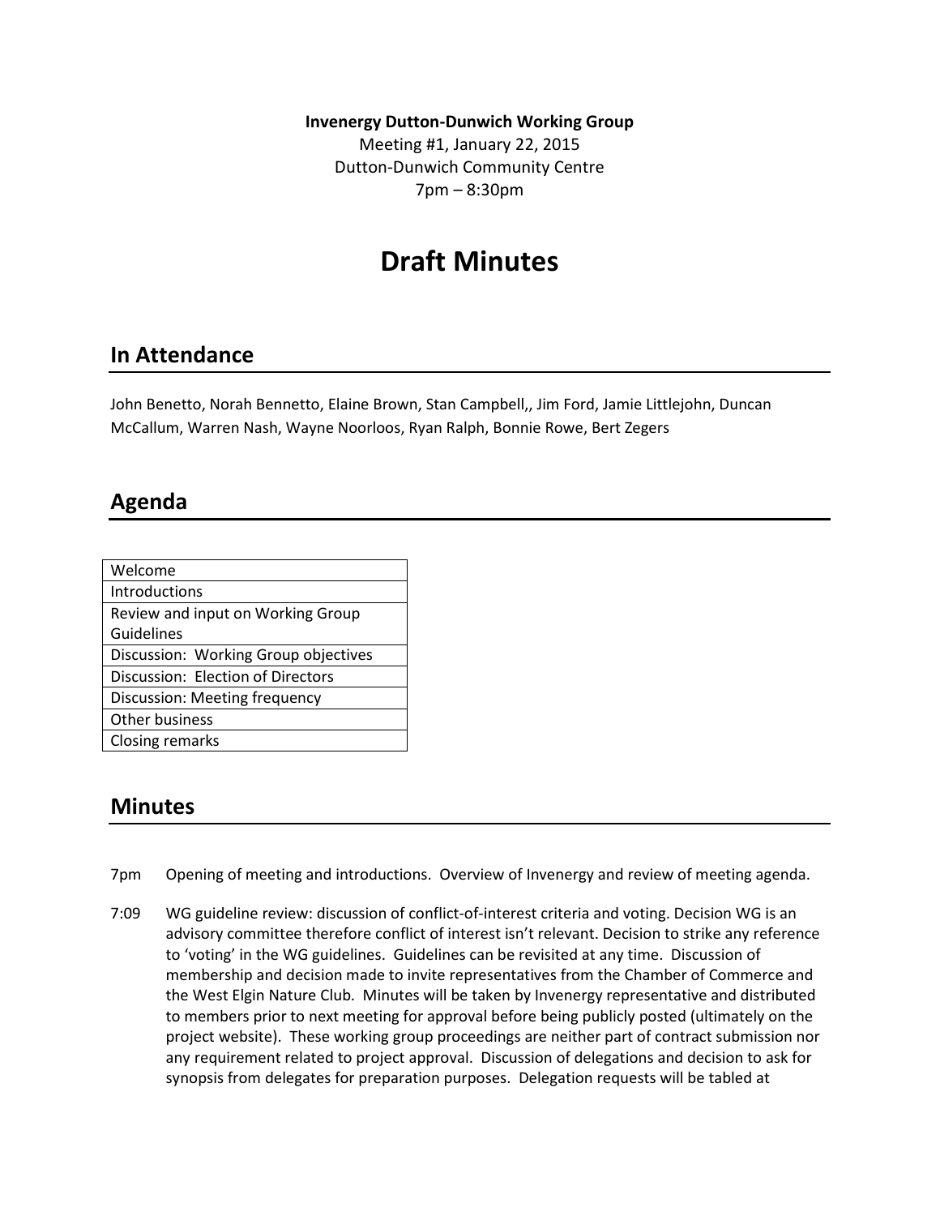**Invenergy Dutton-Dunwich Working Group**

Meeting #1, January 22, 2015

Dutton-Dunwich Community Centre

7pm – 8:30pm

# Draft Minutes

## In Attendance

John Benetto, Norah Bennetto, Elaine Brown, Stan Campbell,, Jim Ford, Jamie Littlejohn, Duncan McCallum, Warren Nash, Wayne Noorloos, Ryan Ralph, Bonnie Rowe, Bert Zegers

## Agenda

| Welcome |
| --- |
| Introductions |
| Review and input on Working Group Guidelines |
| Discussion: Working Group objectives |
| Discussion: Election of Directors |
| Discussion: Meeting frequency |
| Other business |
| Closing remarks |

## Minutes

7pm Opening of meeting and introductions. Overview of Invenergy and review of meeting agenda.

7:09 WG guideline review: discussion of conflict-of-interest criteria and voting. Decision WG is an advisory committee therefore conflict of interest isn't relevant. Decision to strike any reference to 'voting' in the WG guidelines. Guidelines can be revisited at any time. Discussion of membership and decision made to invite representatives from the Chamber of Commerce and the West Elgin Nature Club. Minutes will be taken by Invenergy representative and distributed to members prior to next meeting for approval before being publicly posted (ultimately on the project website). These working group proceedings are neither part of contract submission nor any requirement related to project approval. Discussion of delegations and decision to ask for synopsis from delegates for preparation purposes. Delegation requests will be tabled at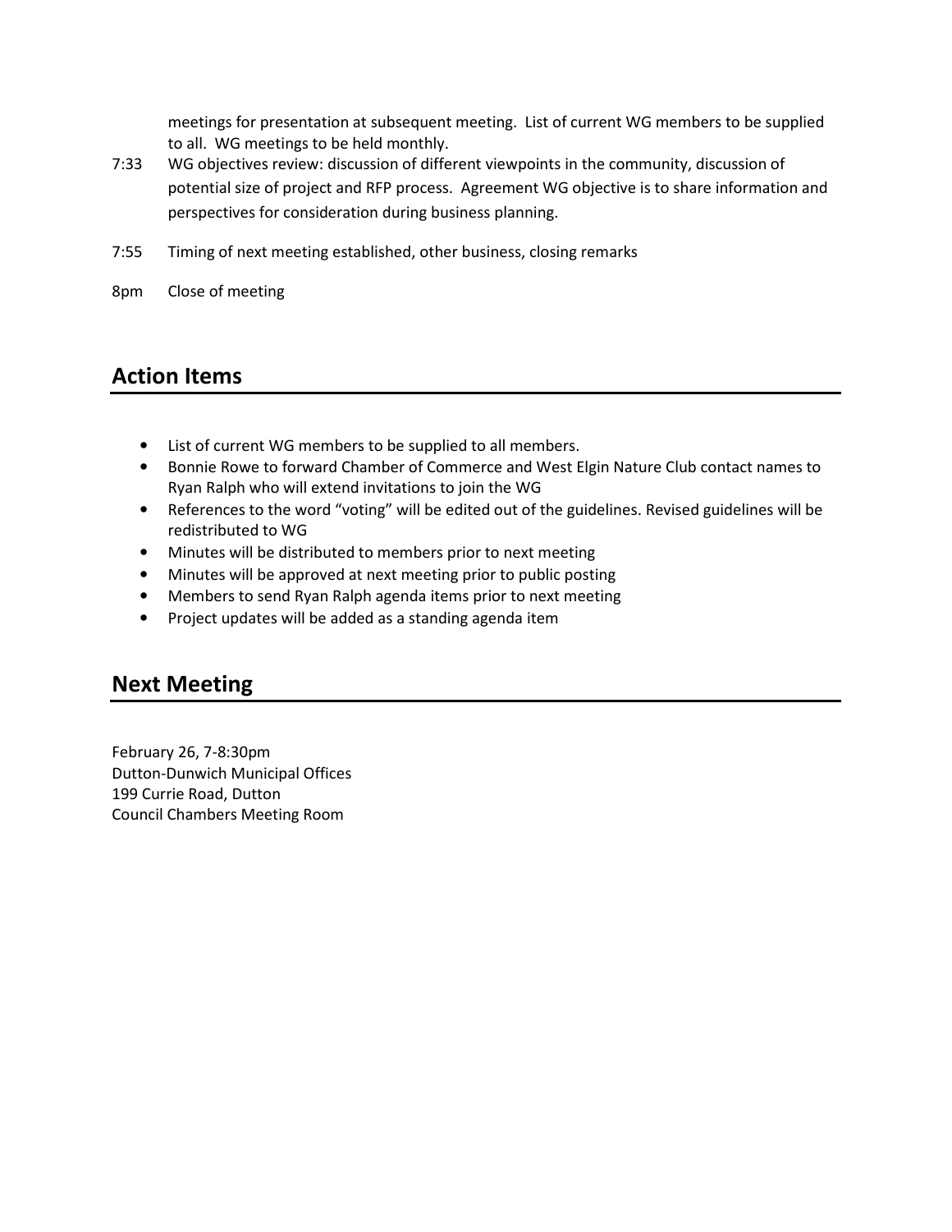meetings for presentation at subsequent meeting. List of current WG members to be supplied to all. WG meetings to be held monthly.

7:33 WG objectives review: discussion of different viewpoints in the community, discussion of potential size of project and RFP process. Agreement WG objective is to share information and perspectives for consideration during business planning.

7:55 Timing of next meeting established, other business, closing remarks

8pm Close of meeting

## Action Items

- List of current WG members to be supplied to all members.
- Bonnie Rowe to forward Chamber of Commerce and West Elgin Nature Club contact names to Ryan Ralph who will extend invitations to join the WG
- References to the word "voting" will be edited out of the guidelines. Revised guidelines will be redistributed to WG
- Minutes will be distributed to members prior to next meeting
- Minutes will be approved at next meeting prior to public posting
- Members to send Ryan Ralph agenda items prior to next meeting
- Project updates will be added as a standing agenda item

## Next Meeting

February 26, 7-8:30pm
Dutton-Dunwich Municipal Offices
199 Currie Road, Dutton
Council Chambers Meeting Room